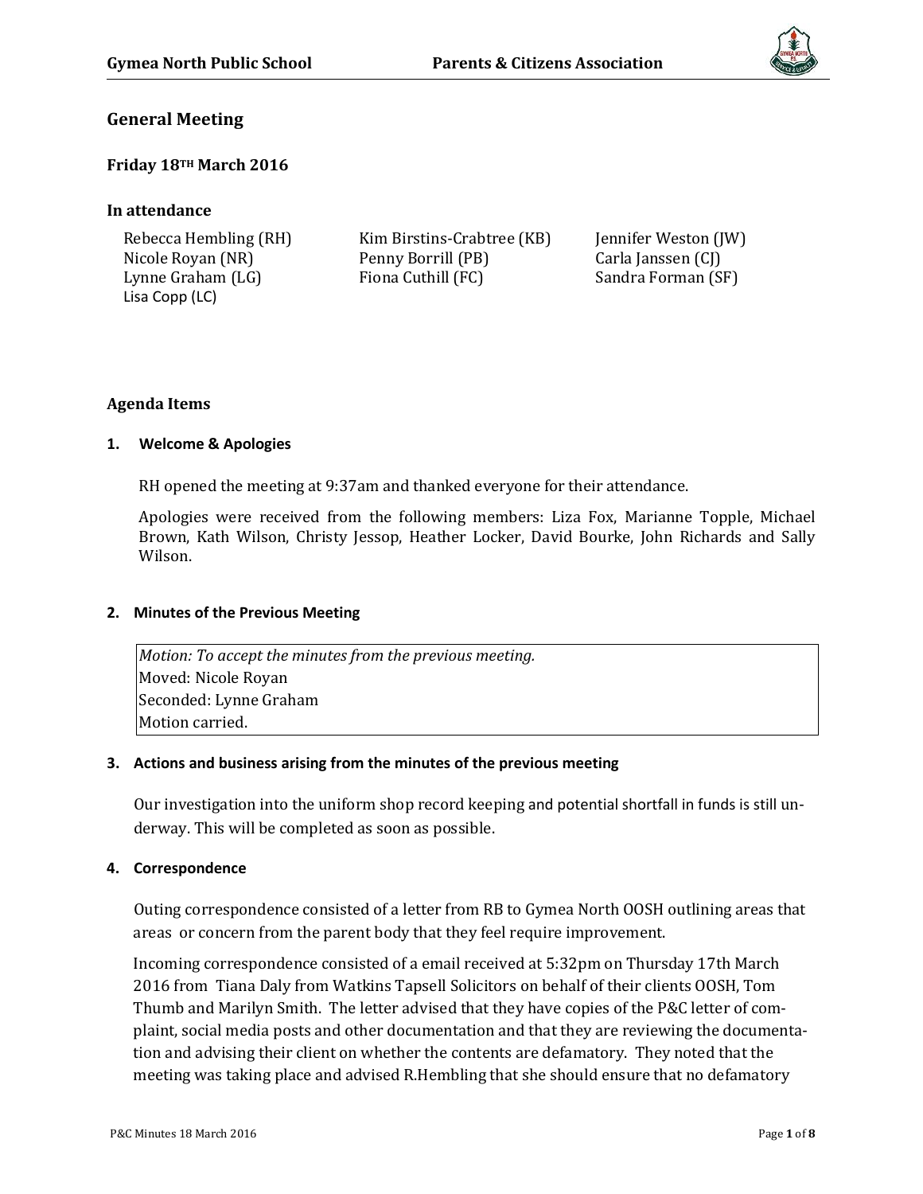# General Meeting

## Friday 18TH March 2016

### In attendance

Rebecca Hembling (RH)
Nicole Royan (NR)
Lynne Graham (LG)
Lisa Copp (LC)
Kim Birstins-Crabtree (KB)
Penny Borrill (PB)
Fiona Cuthill (FC)
Jennifer Weston (JW)
Carla Janssen (CJ)
Sandra Forman (SF)

### Agenda Items

**1. Welcome & Apologies**

RH opened the meeting at 9:37am and thanked everyone for their attendance.

Apologies were received from the following members: Liza Fox, Marianne Topple, Michael Brown, Kath Wilson, Christy Jessop, Heather Locker, David Bourke, John Richards and Sally Wilson.

**2. Minutes of the Previous Meeting**

*Motion: To accept the minutes from the previous meeting.*
Moved: Nicole Royan
Seconded: Lynne Graham
Motion carried.

**3. Actions and business arising from the minutes of the previous meeting**

Our investigation into the uniform shop record keeping and potential shortfall in funds is still underway. This will be completed as soon as possible.

**4. Correspondence**

Outing correspondence consisted of a letter from RB to Gymea North OOSH outlining areas that areas or concern from the parent body that they feel require improvement.

Incoming correspondence consisted of a email received at 5:32pm on Thursday 17th March 2016 from Tiana Daly from Watkins Tapsell Solicitors on behalf of their clients OOSH, Tom Thumb and Marilyn Smith. The letter advised that they have copies of the P&C letter of complaint, social media posts and other documentation and that they are reviewing the documentation and advising their client on whether the contents are defamatory. They noted that the meeting was taking place and advised R.Hembling that she should ensure that no defamatory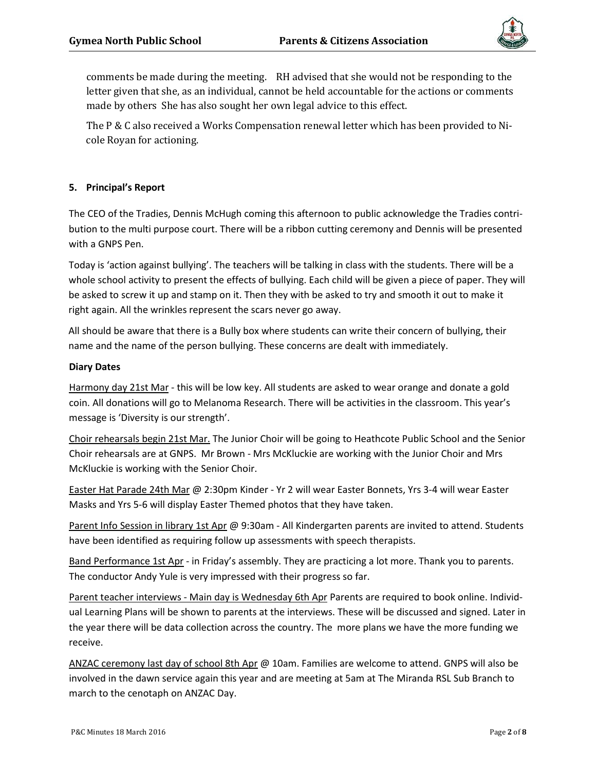comments be made during the meeting.  RH advised that she would not be responding to the letter given that she, as an individual, cannot be held accountable for the actions or comments made by others She has also sought her own legal advice to this effect.

The P & C also received a Works Compensation renewal letter which has been provided to Nicole Royan for actioning.

**5. Principal's Report**

The CEO of the Tradies, Dennis McHugh coming this afternoon to public acknowledge the Tradies contribution to the multi purpose court. There will be a ribbon cutting ceremony and Dennis will be presented with a GNPS Pen.

Today is 'action against bullying'. The teachers will be talking in class with the students. There will be a whole school activity to present the effects of bullying. Each child will be given a piece of paper. They will be asked to screw it up and stamp on it. Then they with be asked to try and smooth it out to make it right again. All the wrinkles represent the scars never go away.

All should be aware that there is a Bully box where students can write their concern of bullying, their name and the name of the person bullying. These concerns are dealt with immediately.

**Diary Dates**

Harmony day 21st Mar - this will be low key. All students are asked to wear orange and donate a gold coin. All donations will go to Melanoma Research. There will be activities in the classroom. This year's message is 'Diversity is our strength'.

Choir rehearsals begin 21st Mar. The Junior Choir will be going to Heathcote Public School and the Senior Choir rehearsals are at GNPS. Mr Brown - Mrs McKluckie are working with the Junior Choir and Mrs McKluckie is working with the Senior Choir.

Easter Hat Parade 24th Mar @ 2:30pm Kinder - Yr 2 will wear Easter Bonnets, Yrs 3-4 will wear Easter Masks and Yrs 5-6 will display Easter Themed photos that they have taken.

Parent Info Session in library 1st Apr @ 9:30am - All Kindergarten parents are invited to attend. Students have been identified as requiring follow up assessments with speech therapists.

Band Performance 1st Apr - in Friday's assembly. They are practicing a lot more. Thank you to parents. The conductor Andy Yule is very impressed with their progress so far.

Parent teacher interviews - Main day is Wednesday 6th Apr Parents are required to book online. Individual Learning Plans will be shown to parents at the interviews. These will be discussed and signed. Later in the year there will be data collection across the country. The more plans we have the more funding we receive.

ANZAC ceremony last day of school 8th Apr @ 10am. Families are welcome to attend. GNPS will also be involved in the dawn service again this year and are meeting at 5am at The Miranda RSL Sub Branch to march to the cenotaph on ANZAC Day.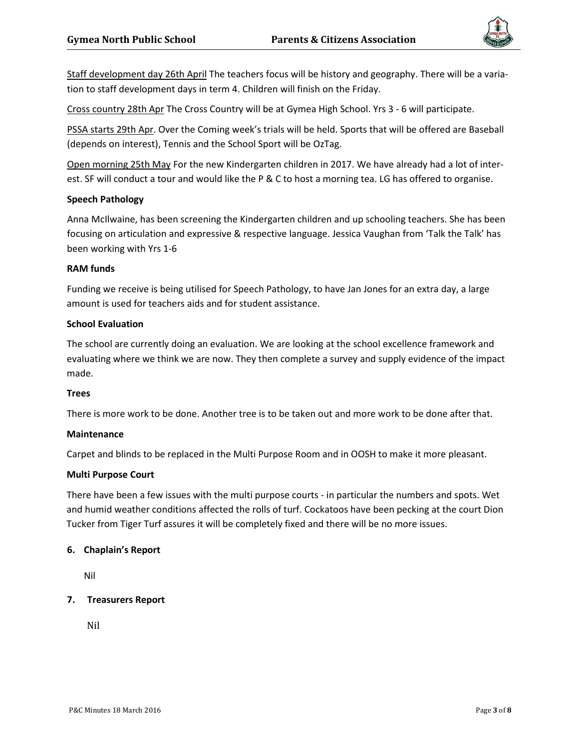<u>Staff development day 26th April</u> The teachers focus will be history and geography. There will be a variation to staff development days in term 4. Children will finish on the Friday.

<u>Cross country 28th Apr</u> The Cross Country will be at Gymea High School. Yrs 3 - 6 will participate.

<u>PSSA starts 29th Apr</u>. Over the Coming week's trials will be held. Sports that will be offered are Baseball (depends on interest), Tennis and the School Sport will be OzTag.

<u>Open morning 25th May</u> For the new Kindergarten children in 2017. We have already had a lot of interest. SF will conduct a tour and would like the P & C to host a morning tea. LG has offered to organise.

**Speech Pathology**

Anna McIlwaine, has been screening the Kindergarten children and up schooling teachers. She has been focusing on articulation and expressive & respective language. Jessica Vaughan from 'Talk the Talk' has been working with Yrs 1-6

**RAM funds**

Funding we receive is being utilised for Speech Pathology, to have Jan Jones for an extra day, a large amount is used for teachers aids and for student assistance.

**School Evaluation**

The school are currently doing an evaluation. We are looking at the school excellence framework and evaluating where we think we are now. They then complete a survey and supply evidence of the impact made.

**Trees**

There is more work to be done. Another tree is to be taken out and more work to be done after that.

**Maintenance**

Carpet and blinds to be replaced in the Multi Purpose Room and in OOSH to make it more pleasant.

**Multi Purpose Court**

There have been a few issues with the multi purpose courts - in particular the numbers and spots. Wet and humid weather conditions affected the rolls of turf. Cockatoos have been pecking at the court Dion Tucker from Tiger Turf assures it will be completely fixed and there will be no more issues.

**6. Chaplain's Report**

Nil

**7. Treasurers Report**

Nil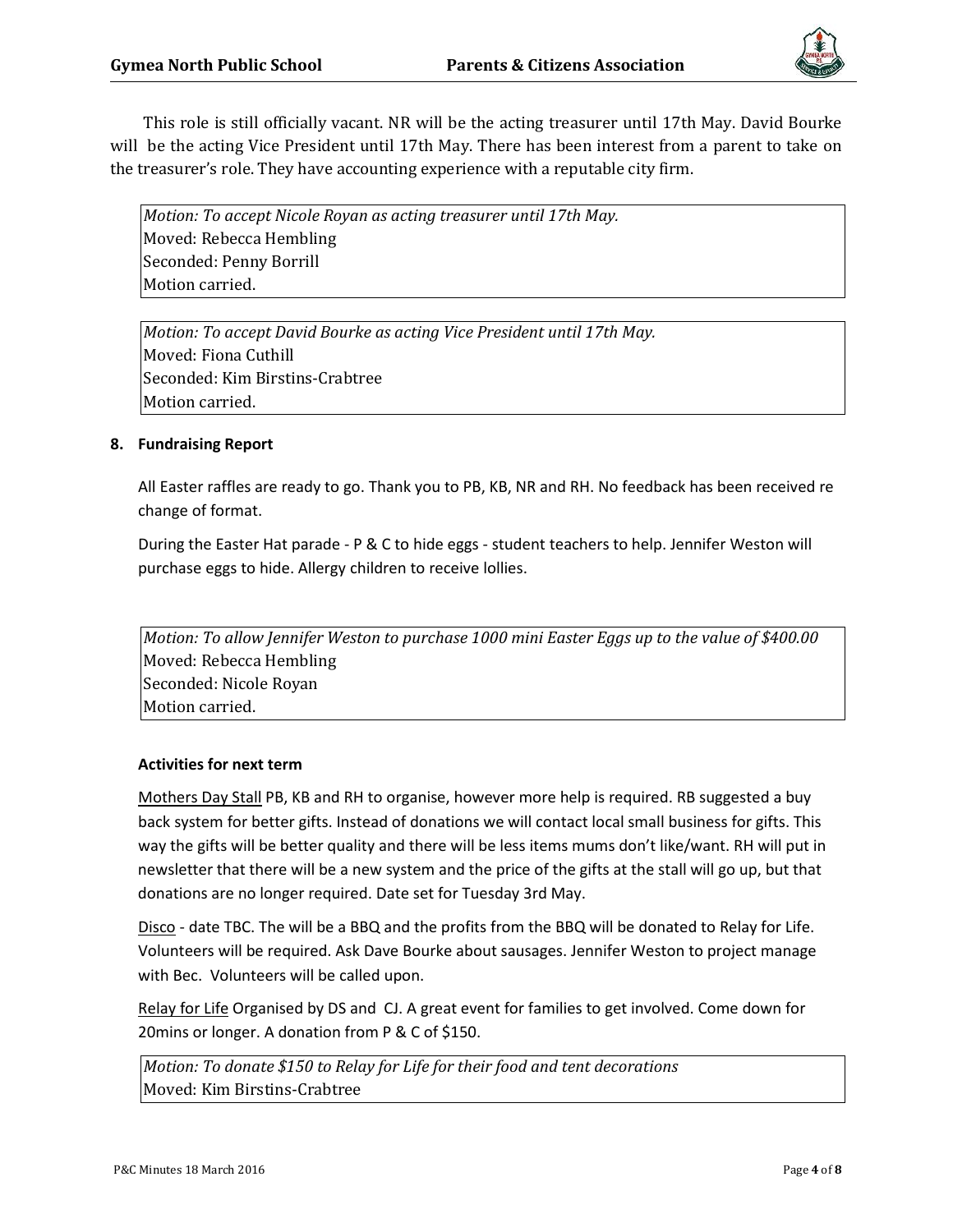This role is still officially vacant. NR will be the acting treasurer until 17th May. David Bourke will be the acting Vice President until 17th May. There has been interest from a parent to take on the treasurer's role. They have accounting experience with a reputable city firm.

*Motion: To accept Nicole Royan as acting treasurer until 17th May.*
Moved: Rebecca Hembling
Seconded: Penny Borrill
Motion carried.

*Motion: To accept David Bourke as acting Vice President until 17th May.*
Moved: Fiona Cuthill
Seconded: Kim Birstins-Crabtree
Motion carried.

**8. Fundraising Report**

All Easter raffles are ready to go. Thank you to PB, KB, NR and RH. No feedback has been received re change of format.

During the Easter Hat parade - P & C to hide eggs - student teachers to help. Jennifer Weston will purchase eggs to hide. Allergy children to receive lollies.

*Motion: To allow Jennifer Weston to purchase 1000 mini Easter Eggs up to the value of $400.00*
Moved: Rebecca Hembling
Seconded: Nicole Royan
Motion carried.

**Activities for next term**

Mothers Day Stall PB, KB and RH to organise, however more help is required. RB suggested a buy back system for better gifts. Instead of donations we will contact local small business for gifts. This way the gifts will be better quality and there will be less items mums don't like/want. RH will put in newsletter that there will be a new system and the price of the gifts at the stall will go up, but that donations are no longer required. Date set for Tuesday 3rd May.

Disco - date TBC. The will be a BBQ and the profits from the BBQ will be donated to Relay for Life. Volunteers will be required. Ask Dave Bourke about sausages. Jennifer Weston to project manage with Bec. Volunteers will be called upon.

Relay for Life Organised by DS and CJ. A great event for families to get involved. Come down for 20mins or longer. A donation from P & C of $150.

*Motion: To donate $150 to Relay for Life for their food and tent decorations*
Moved: Kim Birstins-Crabtree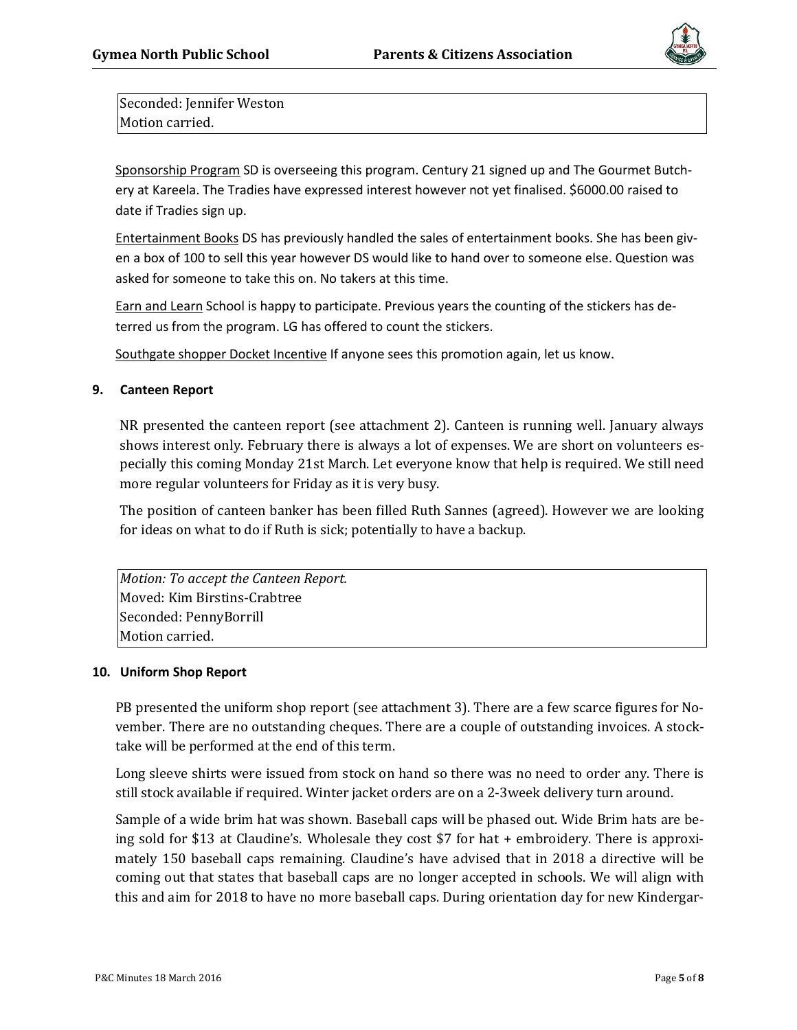Seconded: Jennifer Weston
Motion carried.

<u>Sponsorship Program</u> SD is overseeing this program. Century 21 signed up and The Gourmet Butchery at Kareela. The Tradies have expressed interest however not yet finalised. $6000.00 raised to date if Tradies sign up.

<u>Entertainment Books</u> DS has previously handled the sales of entertainment books. She has been given a box of 100 to sell this year however DS would like to hand over to someone else. Question was asked for someone to take this on. No takers at this time.

<u>Earn and Learn</u> School is happy to participate. Previous years the counting of the stickers has deterred us from the program. LG has offered to count the stickers.

<u>Southgate shopper Docket Incentive</u> If anyone sees this promotion again, let us know.

## 9. Canteen Report

NR presented the canteen report (see attachment 2). Canteen is running well. January always shows interest only. February there is always a lot of expenses. We are short on volunteers especially this coming Monday 21st March. Let everyone know that help is required. We still need more regular volunteers for Friday as it is very busy.

The position of canteen banker has been filled Ruth Sannes (agreed). However we are looking for ideas on what to do if Ruth is sick; potentially to have a backup.

*Motion: To accept the Canteen Report.*
Moved: Kim Birstins-Crabtree
Seconded: PennyBorrill
Motion carried.

## 10. Uniform Shop Report

PB presented the uniform shop report (see attachment 3). There are a few scarce figures for November. There are no outstanding cheques. There are a couple of outstanding invoices. A stocktake will be performed at the end of this term.

Long sleeve shirts were issued from stock on hand so there was no need to order any. There is still stock available if required. Winter jacket orders are on a 2-3week delivery turn around.

Sample of a wide brim hat was shown. Baseball caps will be phased out. Wide Brim hats are being sold for $13 at Claudine's. Wholesale they cost $7 for hat + embroidery. There is approximately 150 baseball caps remaining. Claudine's have advised that in 2018 a directive will be coming out that states that baseball caps are no longer accepted in schools. We will align with this and aim for 2018 to have no more baseball caps. During orientation day for new Kindergar-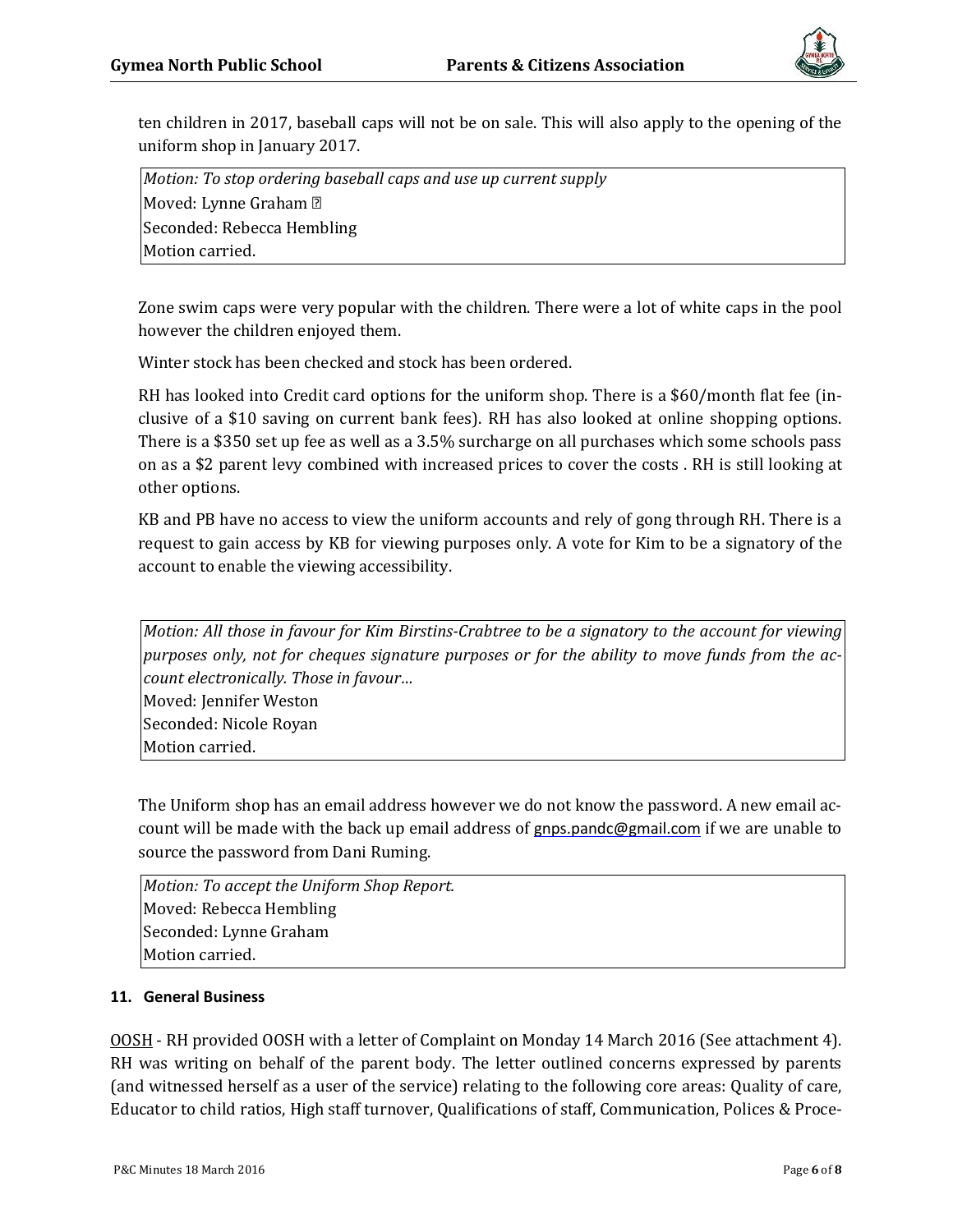ten children in 2017, baseball caps will not be on sale. This will also apply to the opening of the uniform shop in January 2017.

> *Motion: To stop ordering baseball caps and use up current supply*
> Moved: Lynne Graham
> Seconded: Rebecca Hembling
> Motion carried.

Zone swim caps were very popular with the children. There were a lot of white caps in the pool however the children enjoyed them.

Winter stock has been checked and stock has been ordered.

RH has looked into Credit card options for the uniform shop. There is a $60/month flat fee (inclusive of a $10 saving on current bank fees). RH has also looked at online shopping options. There is a $350 set up fee as well as a 3.5% surcharge on all purchases which some schools pass on as a $2 parent levy combined with increased prices to cover the costs . RH is still looking at other options.

KB and PB have no access to view the uniform accounts and rely of gong through RH. There is a request to gain access by KB for viewing purposes only. A vote for Kim to be a signatory of the account to enable the viewing accessibility.

> *Motion: All those in favour for Kim Birstins-Crabtree to be a signatory to the account for viewing purposes only, not for cheques signature purposes or for the ability to move funds from the account electronically. Those in favour…*
> Moved: Jennifer Weston
> Seconded: Nicole Royan
> Motion carried.

The Uniform shop has an email address however we do not know the password. A new email account will be made with the back up email address of gnps.pandc@gmail.com if we are unable to source the password from Dani Ruming.

> *Motion: To accept the Uniform Shop Report.*
> Moved: Rebecca Hembling
> Seconded: Lynne Graham
> Motion carried.

## 11. General Business

OOSH - RH provided OOSH with a letter of Complaint on Monday 14 March 2016 (See attachment 4). RH was writing on behalf of the parent body. The letter outlined concerns expressed by parents (and witnessed herself as a user of the service) relating to the following core areas: Quality of care, Educator to child ratios, High staff turnover, Qualifications of staff, Communication, Polices & Proce-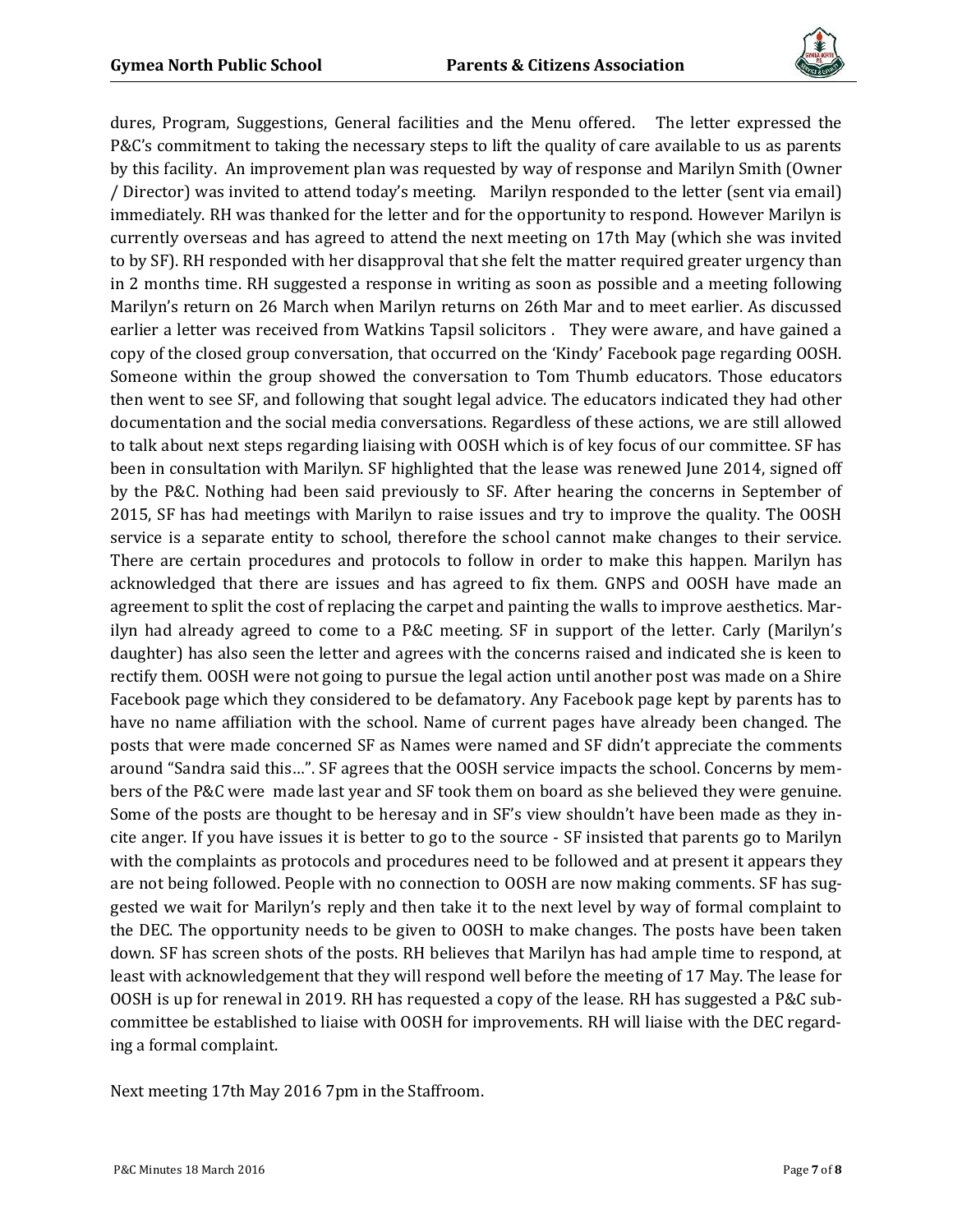dures, Program, Suggestions, General facilities and the Menu offered. The letter expressed the P&C's commitment to taking the necessary steps to lift the quality of care available to us as parents by this facility. An improvement plan was requested by way of response and Marilyn Smith (Owner / Director) was invited to attend today's meeting. Marilyn responded to the letter (sent via email) immediately. RH was thanked for the letter and for the opportunity to respond. However Marilyn is currently overseas and has agreed to attend the next meeting on 17th May (which she was invited to by SF). RH responded with her disapproval that she felt the matter required greater urgency than in 2 months time. RH suggested a response in writing as soon as possible and a meeting following Marilyn's return on 26 March when Marilyn returns on 26th Mar and to meet earlier. As discussed earlier a letter was received from Watkins Tapsil solicitors . They were aware, and have gained a copy of the closed group conversation, that occurred on the 'Kindy' Facebook page regarding OOSH. Someone within the group showed the conversation to Tom Thumb educators. Those educators then went to see SF, and following that sought legal advice. The educators indicated they had other documentation and the social media conversations. Regardless of these actions, we are still allowed to talk about next steps regarding liaising with OOSH which is of key focus of our committee. SF has been in consultation with Marilyn. SF highlighted that the lease was renewed June 2014, signed off by the P&C. Nothing had been said previously to SF. After hearing the concerns in September of 2015, SF has had meetings with Marilyn to raise issues and try to improve the quality. The OOSH service is a separate entity to school, therefore the school cannot make changes to their service. There are certain procedures and protocols to follow in order to make this happen. Marilyn has acknowledged that there are issues and has agreed to fix them. GNPS and OOSH have made an agreement to split the cost of replacing the carpet and painting the walls to improve aesthetics. Marilyn had already agreed to come to a P&C meeting. SF in support of the letter. Carly (Marilyn's daughter) has also seen the letter and agrees with the concerns raised and indicated she is keen to rectify them. OOSH were not going to pursue the legal action until another post was made on a Shire Facebook page which they considered to be defamatory. Any Facebook page kept by parents has to have no name affiliation with the school. Name of current pages have already been changed. The posts that were made concerned SF as Names were named and SF didn't appreciate the comments around "Sandra said this…". SF agrees that the OOSH service impacts the school. Concerns by members of the P&C were made last year and SF took them on board as she believed they were genuine. Some of the posts are thought to be heresay and in SF's view shouldn't have been made as they incite anger. If you have issues it is better to go to the source - SF insisted that parents go to Marilyn with the complaints as protocols and procedures need to be followed and at present it appears they are not being followed. People with no connection to OOSH are now making comments. SF has suggested we wait for Marilyn's reply and then take it to the next level by way of formal complaint to the DEC. The opportunity needs to be given to OOSH to make changes. The posts have been taken down. SF has screen shots of the posts. RH believes that Marilyn has had ample time to respond, at least with acknowledgement that they will respond well before the meeting of 17 May. The lease for OOSH is up for renewal in 2019. RH has requested a copy of the lease. RH has suggested a P&C subcommittee be established to liaise with OOSH for improvements. RH will liaise with the DEC regarding a formal complaint.

Next meeting 17th May 2016 7pm in the Staffroom.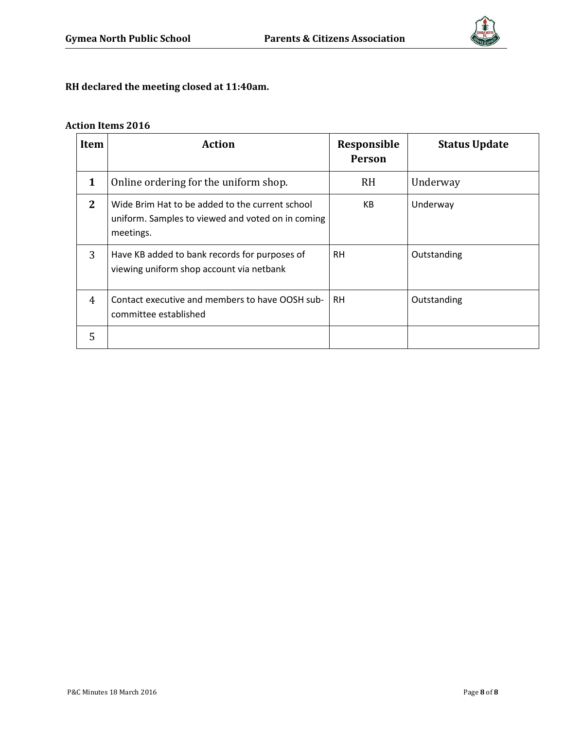**RH declared the meeting closed at 11:40am.**

**Action Items 2016**

| Item | Action | Responsible Person | Status Update |
|---|---|---|---|
| **1** | Online ordering for the uniform shop. | RH | Underway |
| **2** | Wide Brim Hat to be added to the current school uniform. Samples to viewed and voted on in coming meetings. | KB | Underway |
| 3 | Have KB added to bank records for purposes of viewing uniform shop account via netbank | RH | Outstanding |
| 4 | Contact executive and members to have OOSH sub-committee established | RH | Outstanding |
| 5 | | | |